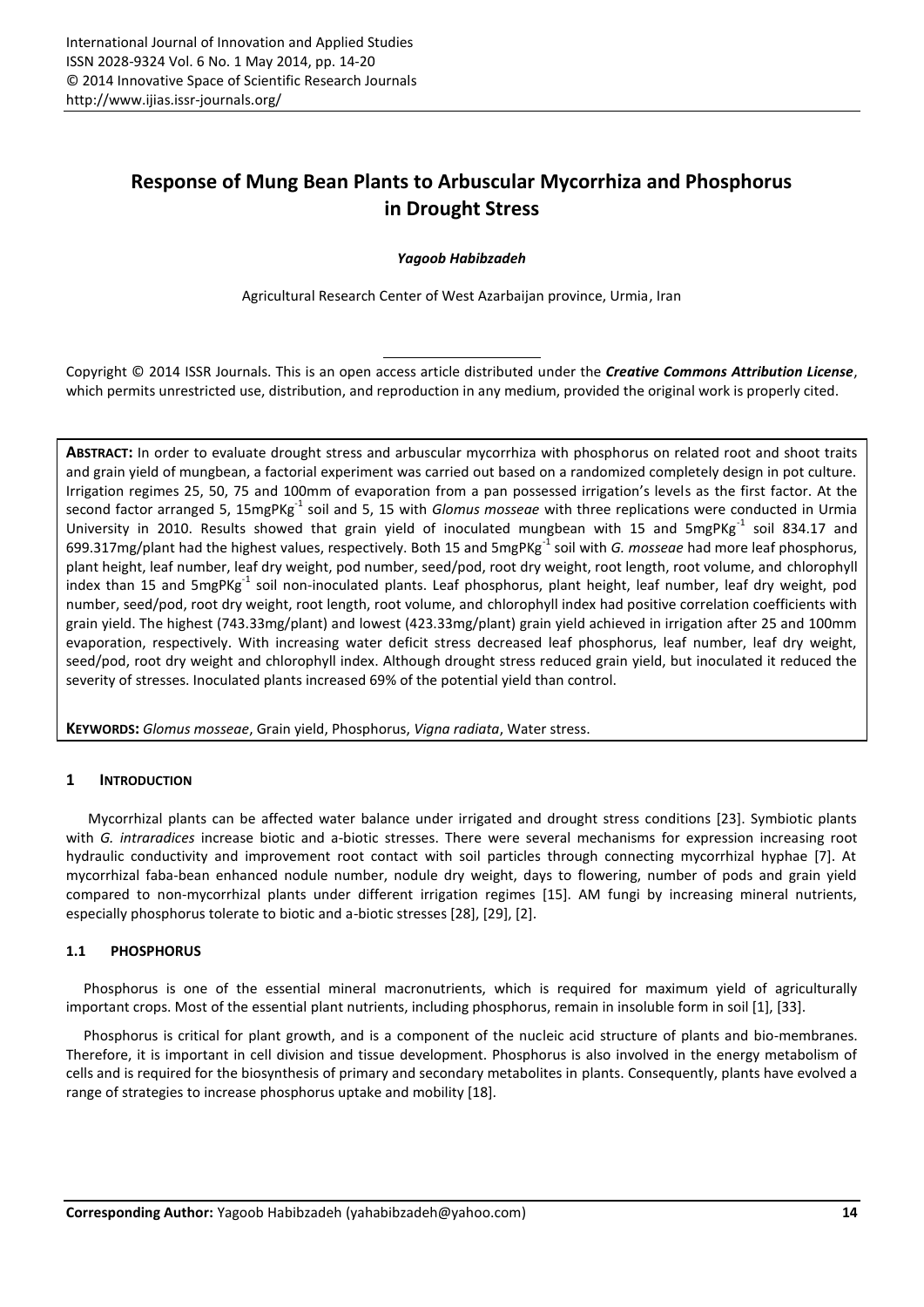# Response of Mung Bean Plants to Arbuscular Mycorrhiza and Phosphorus in Drought Stress

***Yagoob Habibzadeh***

Agricultural Research Center of West Azarbaijan province, Urmia, Iran

Copyright © 2014 ISSR Journals. This is an open access article distributed under the ***Creative Commons Attribution License***, which permits unrestricted use, distribution, and reproduction in any medium, provided the original work is properly cited.

**ABSTRACT:** In order to evaluate drought stress and arbuscular mycorrhiza with phosphorus on related root and shoot traits and grain yield of mungbean, a factorial experiment was carried out based on a randomized completely design in pot culture. Irrigation regimes 25, 50, 75 and 100mm of evaporation from a pan possessed irrigation's levels as the first factor. At the second factor arranged 5, 15mgPKg$^{-1}$ soil and 5, 15 with *Glomus mosseae* with three replications were conducted in Urmia University in 2010. Results showed that grain yield of inoculated mungbean with 15 and 5mgPKg$^{-1}$ soil 834.17 and 699.317mg/plant had the highest values, respectively. Both 15 and 5mgPKg$^{-1}$ soil with *G. mosseae* had more leaf phosphorus, plant height, leaf number, leaf dry weight, pod number, seed/pod, root dry weight, root length, root volume, and chlorophyll index than 15 and 5mgPKg$^{-1}$ soil non-inoculated plants. Leaf phosphorus, plant height, leaf number, leaf dry weight, pod number, seed/pod, root dry weight, root length, root volume, and chlorophyll index had positive correlation coefficients with grain yield. The highest (743.33mg/plant) and lowest (423.33mg/plant) grain yield achieved in irrigation after 25 and 100mm evaporation, respectively. With increasing water deficit stress decreased leaf phosphorus, leaf number, leaf dry weight, seed/pod, root dry weight and chlorophyll index. Although drought stress reduced grain yield, but inoculated it reduced the severity of stresses. Inoculated plants increased 69% of the potential yield than control.

**KEYWORDS:** *Glomus mosseae*, Grain yield, Phosphorus, *Vigna radiata*, Water stress.

## 1 INTRODUCTION

Mycorrhizal plants can be affected water balance under irrigated and drought stress conditions [23]. Symbiotic plants with *G. intraradices* increase biotic and a-biotic stresses. There were several mechanisms for expression increasing root hydraulic conductivity and improvement root contact with soil particles through connecting mycorrhizal hyphae [7]. At mycorrhizal faba-bean enhanced nodule number, nodule dry weight, days to flowering, number of pods and grain yield compared to non-mycorrhizal plants under different irrigation regimes [15]. AM fungi by increasing mineral nutrients, especially phosphorus tolerate to biotic and a-biotic stresses [28], [29], [2].

### 1.1 PHOSPHORUS

Phosphorus is one of the essential mineral macronutrients, which is required for maximum yield of agriculturally important crops. Most of the essential plant nutrients, including phosphorus, remain in insoluble form in soil [1], [33].

Phosphorus is critical for plant growth, and is a component of the nucleic acid structure of plants and bio-membranes. Therefore, it is important in cell division and tissue development. Phosphorus is also involved in the energy metabolism of cells and is required for the biosynthesis of primary and secondary metabolites in plants. Consequently, plants have evolved a range of strategies to increase phosphorus uptake and mobility [18].

**Corresponding Author:** Yagoob Habibzadeh (yahabibzadeh@yahoo.com)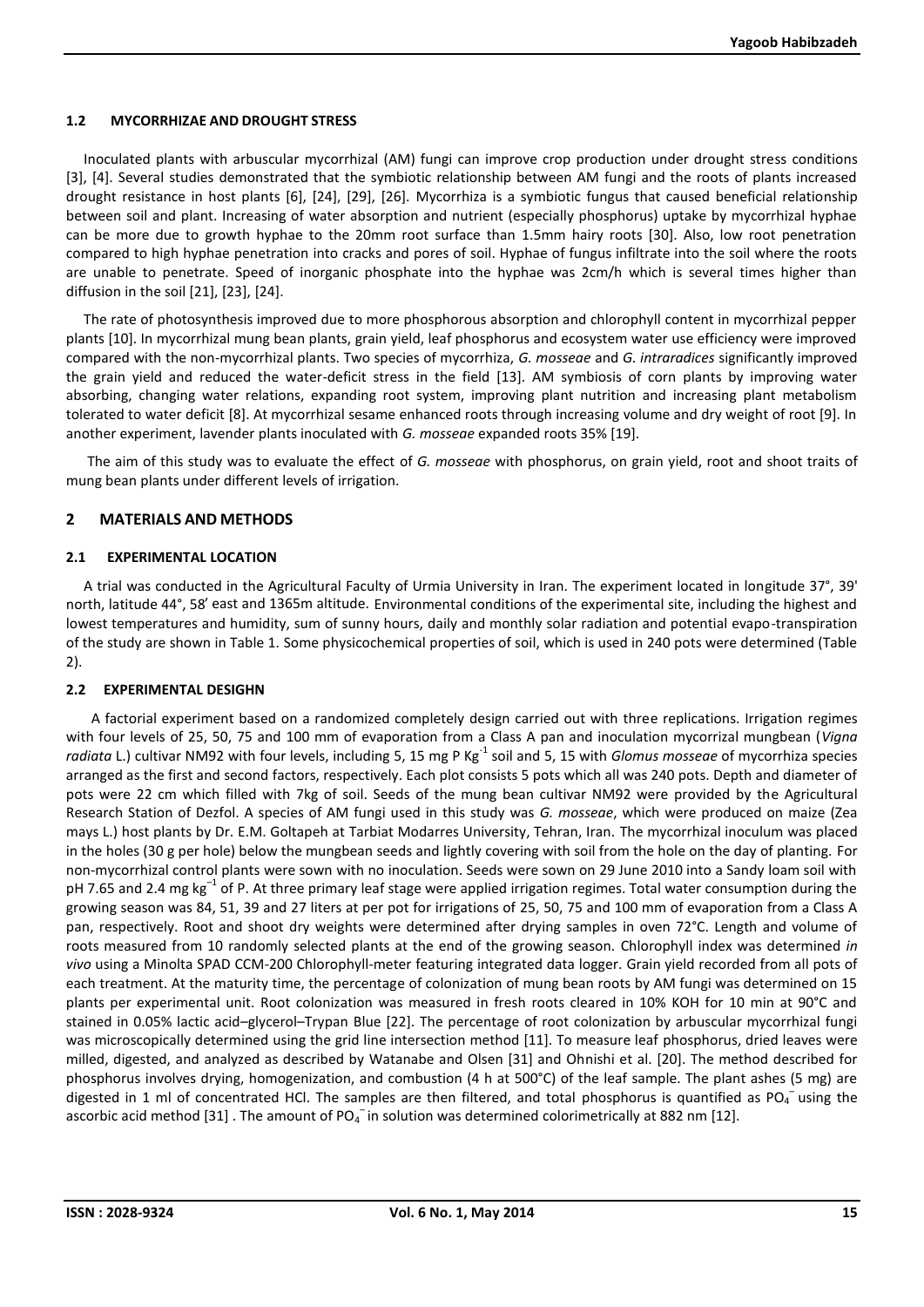### 1.2 MYCORRHIZAE AND DROUGHT STRESS

Inoculated plants with arbuscular mycorrhizal (AM) fungi can improve crop production under drought stress conditions [3], [4]. Several studies demonstrated that the symbiotic relationship between AM fungi and the roots of plants increased drought resistance in host plants [6], [24], [29], [26]. Mycorrhiza is a symbiotic fungus that caused beneficial relationship between soil and plant. Increasing of water absorption and nutrient (especially phosphorus) uptake by mycorrhizal hyphae can be more due to growth hyphae to the 20mm root surface than 1.5mm hairy roots [30]. Also, low root penetration compared to high hyphae penetration into cracks and pores of soil. Hyphae of fungus infiltrate into the soil where the roots are unable to penetrate. Speed of inorganic phosphate into the hyphae was 2cm/h which is several times higher than diffusion in the soil [21], [23], [24].

The rate of photosynthesis improved due to more phosphorous absorption and chlorophyll content in mycorrhizal pepper plants [10]. In mycorrhizal mung bean plants, grain yield, leaf phosphorus and ecosystem water use efficiency were improved compared with the non-mycorrhizal plants. Two species of mycorrhiza, *G. mosseae* and *G. intraradices* significantly improved the grain yield and reduced the water-deficit stress in the field [13]. AM symbiosis of corn plants by improving water absorbing, changing water relations, expanding root system, improving plant nutrition and increasing plant metabolism tolerated to water deficit [8]. At mycorrhizal sesame enhanced roots through increasing volume and dry weight of root [9]. In another experiment, lavender plants inoculated with *G. mosseae* expanded roots 35% [19].

The aim of this study was to evaluate the effect of *G. mosseae* with phosphorus, on grain yield, root and shoot traits of mung bean plants under different levels of irrigation.

## 2 MATERIALS AND METHODS

### 2.1 EXPERIMENTAL LOCATION

A trial was conducted in the Agricultural Faculty of Urmia University in Iran. The experiment located in longitude 37°, 39' north, latitude 44°, 58' east and 1365m altitude. Environmental conditions of the experimental site, including the highest and lowest temperatures and humidity, sum of sunny hours, daily and monthly solar radiation and potential evapo-transpiration of the study are shown in Table 1. Some physicochemical properties of soil, which is used in 240 pots were determined (Table 2).

### 2.2 EXPERIMENTAL DESIGHN

A factorial experiment based on a randomized completely design carried out with three replications. Irrigation regimes with four levels of 25, 50, 75 and 100 mm of evaporation from a Class A pan and inoculation mycorrizal mungbean (*Vigna radiata* L.) cultivar NM92 with four levels, including 5, 15 mg P $Kg^{-1}$ soil and 5, 15 with *Glomus mosseae* of mycorrhiza species arranged as the first and second factors, respectively. Each plot consists 5 pots which all was 240 pots. Depth and diameter of pots were 22 cm which filled with 7kg of soil. Seeds of the mung bean cultivar NM92 were provided by the Agricultural Research Station of Dezfol. A species of AM fungi used in this study was *G. mosseae*, which were produced on maize (Zea mays L.) host plants by Dr. E.M. Goltapeh at Tarbiat Modarres University, Tehran, Iran. The mycorrhizal inoculum was placed in the holes (30 g per hole) below the mungbean seeds and lightly covering with soil from the hole on the day of planting. For non-mycorrhizal control plants were sown with no inoculation. Seeds were sown on 29 June 2010 into a Sandy loam soil with pH 7.65 and 2.4 mg $kg^{-1}$ of P. At three primary leaf stage were applied irrigation regimes. Total water consumption during the growing season was 84, 51, 39 and 27 liters at per pot for irrigations of 25, 50, 75 and 100 mm of evaporation from a Class A pan, respectively. Root and shoot dry weights were determined after drying samples in oven 72°C. Length and volume of roots measured from 10 randomly selected plants at the end of the growing season. Chlorophyll index was determined *in vivo* using a Minolta SPAD CCM-200 Chlorophyll-meter featuring integrated data logger. Grain yield recorded from all pots of each treatment. At the maturity time, the percentage of colonization of mung bean roots by AM fungi was determined on 15 plants per experimental unit. Root colonization was measured in fresh roots cleared in 10% KOH for 10 min at 90°C and stained in 0.05% lactic acid–glycerol–Trypan Blue [22]. The percentage of root colonization by arbuscular mycorrhizal fungi was microscopically determined using the grid line intersection method [11]. To measure leaf phosphorus, dried leaves were milled, digested, and analyzed as described by Watanabe and Olsen [31] and Ohnishi et al. [20]. The method described for phosphorus involves drying, homogenization, and combustion (4 h at 500°C) of the leaf sample. The plant ashes (5 mg) are digested in 1 ml of concentrated HCl. The samples are then filtered, and total phosphorus is quantified as $PO_4^-$ using the ascorbic acid method [31] . The amount of $PO_4^-$ in solution was determined colorimetrically at 882 nm [12].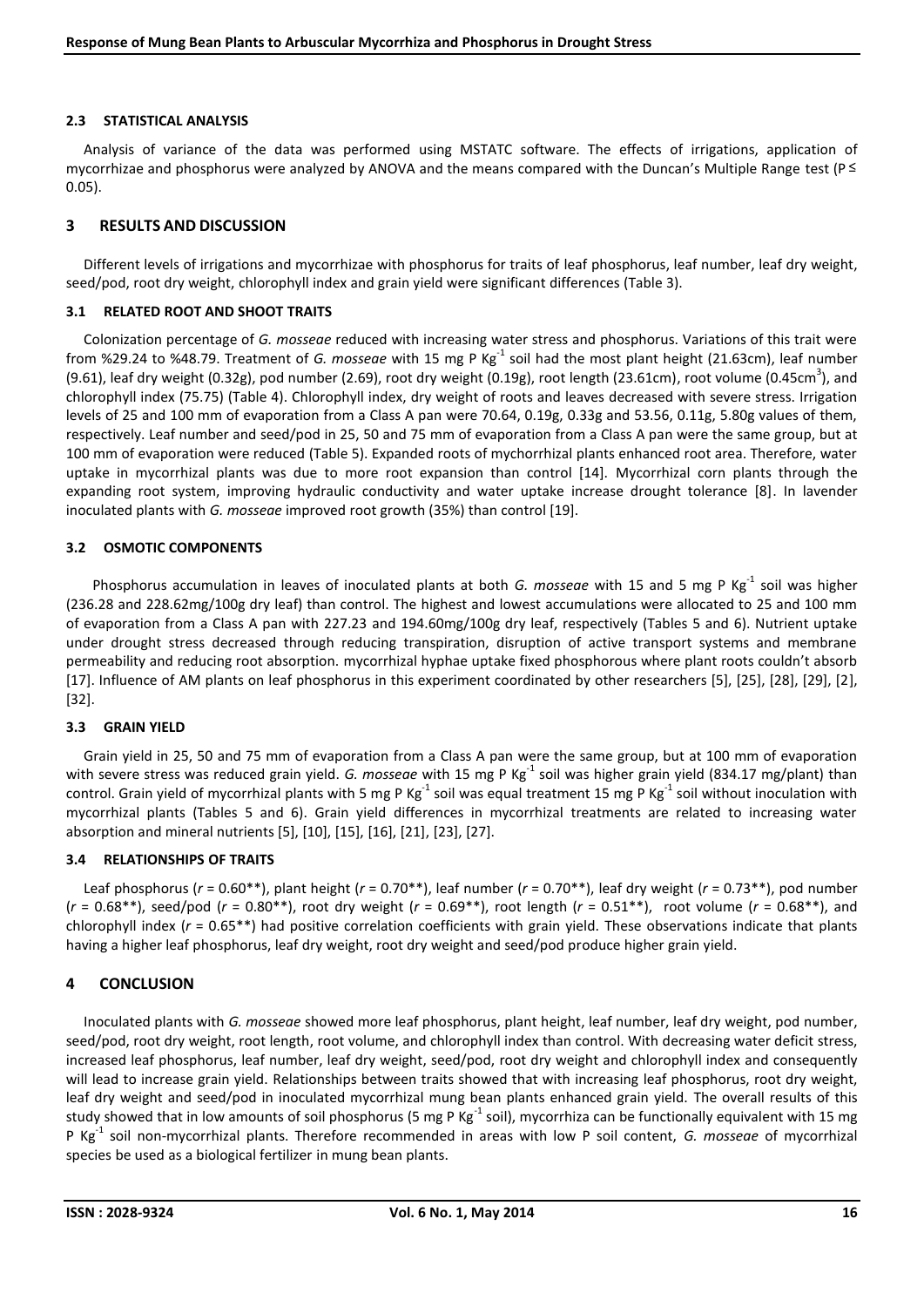### 2.3 STATISTICAL ANALYSIS

Analysis of variance of the data was performed using MSTATC software. The effects of irrigations, application of mycorrhizae and phosphorus were analyzed by ANOVA and the means compared with the Duncan's Multiple Range test ($P \leq 0.05$).

## 3 RESULTS AND DISCUSSION

Different levels of irrigations and mycorrhizae with phosphorus for traits of leaf phosphorus, leaf number, leaf dry weight, seed/pod, root dry weight, chlorophyll index and grain yield were significant differences (Table 3).

### 3.1 RELATED ROOT AND SHOOT TRAITS

Colonization percentage of *G. mosseae* reduced with increasing water stress and phosphorus. Variations of this trait were from %29.24 to %48.79. Treatment of *G. mosseae* with 15 mg P $Kg^{-1}$ soil had the most plant height (21.63cm), leaf number (9.61), leaf dry weight (0.32g), pod number (2.69), root dry weight (0.19g), root length (23.61cm), root volume (0.45$cm^3$), and chlorophyll index (75.75) (Table 4). Chlorophyll index, dry weight of roots and leaves decreased with severe stress. Irrigation levels of 25 and 100 mm of evaporation from a Class A pan were 70.64, 0.19g, 0.33g and 53.56, 0.11g, 5.80g values of them, respectively. Leaf number and seed/pod in 25, 50 and 75 mm of evaporation from a Class A pan were the same group, but at 100 mm of evaporation were reduced (Table 5). Expanded roots of mychorrhizal plants enhanced root area. Therefore, water uptake in mycorrhizal plants was due to more root expansion than control [14]. Mycorrhizal corn plants through the expanding root system, improving hydraulic conductivity and water uptake increase drought tolerance [8]. In lavender inoculated plants with *G. mosseae* improved root growth (35%) than control [19].

### 3.2 OSMOTIC COMPONENTS

Phosphorus accumulation in leaves of inoculated plants at both *G. mosseae* with 15 and 5 mg P $Kg^{-1}$ soil was higher (236.28 and 228.62mg/100g dry leaf) than control. The highest and lowest accumulations were allocated to 25 and 100 mm of evaporation from a Class A pan with 227.23 and 194.60mg/100g dry leaf, respectively (Tables 5 and 6). Nutrient uptake under drought stress decreased through reducing transpiration, disruption of active transport systems and membrane permeability and reducing root absorption. mycorrhizal hyphae uptake fixed phosphorous where plant roots couldn't absorb [17]. Influence of AM plants on leaf phosphorus in this experiment coordinated by other researchers [5], [25], [28], [29], [2], [32].

### 3.3 GRAIN YIELD

Grain yield in 25, 50 and 75 mm of evaporation from a Class A pan were the same group, but at 100 mm of evaporation with severe stress was reduced grain yield. *G. mosseae* with 15 mg P $Kg^{-1}$ soil was higher grain yield (834.17 mg/plant) than control. Grain yield of mycorrhizal plants with 5 mg P $Kg^{-1}$ soil was equal treatment 15 mg P $Kg^{-1}$ soil without inoculation with mycorrhizal plants (Tables 5 and 6). Grain yield differences in mycorrhizal treatments are related to increasing water absorption and mineral nutrients [5], [10], [15], [16], [21], [23], [27].

### 3.4 RELATIONSHIPS OF TRAITS

Leaf phosphorus ($r$ = 0.60**), plant height ($r$ = 0.70**), leaf number ($r$ = 0.70**), leaf dry weight ($r$ = 0.73**), pod number ($r$ = 0.68**), seed/pod ($r$ = 0.80**), root dry weight ($r$ = 0.69**), root length ($r$ = 0.51**), root volume ($r$ = 0.68**), and chlorophyll index ($r$ = 0.65**) had positive correlation coefficients with grain yield. These observations indicate that plants having a higher leaf phosphorus, leaf dry weight, root dry weight and seed/pod produce higher grain yield.

## 4 CONCLUSION

Inoculated plants with *G. mosseae* showed more leaf phosphorus, plant height, leaf number, leaf dry weight, pod number, seed/pod, root dry weight, root length, root volume, and chlorophyll index than control. With decreasing water deficit stress, increased leaf phosphorus, leaf number, leaf dry weight, seed/pod, root dry weight and chlorophyll index and consequently will lead to increase grain yield. Relationships between traits showed that with increasing leaf phosphorus, root dry weight, leaf dry weight and seed/pod in inoculated mycorrhizal mung bean plants enhanced grain yield. The overall results of this study showed that in low amounts of soil phosphorus (5 mg P $Kg^{-1}$ soil), mycorrhiza can be functionally equivalent with 15 mg P $Kg^{-1}$ soil non-mycorrhizal plants. Therefore recommended in areas with low P soil content, *G. mosseae* of mycorrhizal species be used as a biological fertilizer in mung bean plants.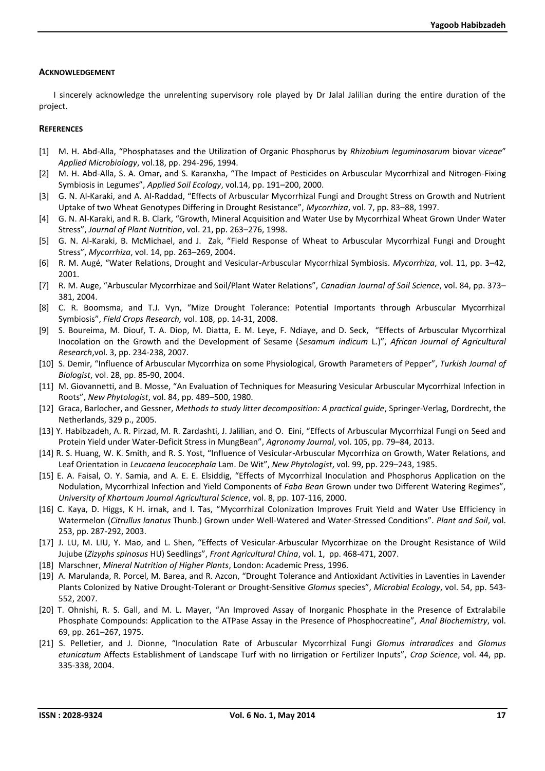## ACKNOWLEDGEMENT

I sincerely acknowledge the unrelenting supervisory role played by Dr Jalal Jalilian during the entire duration of the project.

## REFERENCES

[1] M. H. Abd-Alla, "Phosphatases and the Utilization of Organic Phosphorus by *Rhizobium leguminosarum* biovar *viceae*" *Applied Microbiology*, vol.18, pp. 294-296, 1994.

[2] M. H. Abd-Alla, S. A. Omar, and S. Karanxha, "The Impact of Pesticides on Arbuscular Mycorrhizal and Nitrogen-Fixing Symbiosis in Legumes", *Applied Soil Ecology*, vol.14, pp. 191–200, 2000.

[3] G. N. Al-Karaki, and A. Al-Raddad, "Effects of Arbuscular Mycorrhizal Fungi and Drought Stress on Growth and Nutrient Uptake of two Wheat Genotypes Differing in Drought Resistance", *Mycorrhiza*, vol. 7, pp. 83–88, 1997.

[4] G. N. Al-Karaki, and R. B. Clark, "Growth, Mineral Acquisition and Water Use by Mycorrhizal Wheat Grown Under Water Stress", *Journal of Plant Nutrition*, vol. 21, pp. 263–276, 1998.

[5] G. N. Al-Karaki, B. McMichael, and J. Zak, "Field Response of Wheat to Arbuscular Mycorrhizal Fungi and Drought Stress", *Mycorrhiza*, vol. 14, pp. 263–269, 2004.

[6] R. M. Augé, "Water Relations, Drought and Vesicular-Arbuscular Mycorrhizal Symbiosis. *Mycorrhiza*, vol. 11, pp. 3–42, 2001.

[7] R. M. Auge, "Arbuscular Mycorrhizae and Soil/Plant Water Relations", *Canadian Journal of Soil Science*, vol. 84, pp. 373–381, 2004.

[8] C. R. Boomsma, and T.J. Vyn, "Mize Drought Tolerance: Potential Importants through Arbuscular Mycorrhizal Symbiosis", *Field Crops Research,* vol. 108, pp. 14-31, 2008.

[9] S. Boureima, M. Diouf, T. A. Diop, M. Diatta, E. M. Leye, F. Ndiaye, and D. Seck, "Effects of Arbuscular Mycorrhizal Inocolation on the Growth and the Development of Sesame (*Sesamum indicum* L.)", *African Journal of Agricultural Research*,vol. 3, pp. 234-238, 2007.

[10] S. Demir, "Influence of Arbuscular Mycorrhiza on some Physiological, Growth Parameters of Pepper", *Turkish Journal of Biologist*, vol. 28, pp. 85-90, 2004.

[11] M. Giovannetti, and B. Mosse, "An Evaluation of Techniques for Measuring Vesicular Arbuscular Mycorrhizal Infection in Roots", *New Phytologist*, vol. 84, pp. 489–500, 1980.

[12] Graca, Barlocher, and Gessner, *Methods to study litter decomposition: A practical guide*, Springer-Verlag, Dordrecht, the Netherlands, 329 p., 2005.

[13] Y. Habibzadeh, A. R. Pirzad, M. R. Zardashti, J. Jalilian, and O. Eini, "Effects of Arbuscular Mycorrhizal Fungi on Seed and Protein Yield under Water-Deficit Stress in MungBean", *Agronomy Journal*, vol. 105, pp. 79–84, 2013.

[14] R. S. Huang, W. K. Smith, and R. S. Yost, "Influence of Vesicular-Arbuscular Mycorrhiza on Growth, Water Relations, and Leaf Orientation in *Leucaena leucocephala* Lam. De Wit", *New Phytologist*, vol. 99, pp. 229–243, 1985.

[15] E. A. Faisal, O. Y. Samia, and A. E. E. Elsiddig, "Effects of Mycorrhizal Inoculation and Phosphorus Application on the Nodulation, Mycorrhizal Infection and Yield Components of *Faba Bean* Grown under two Different Watering Regimes", *University of Khartoum Journal Agricultural Science*, vol. 8, pp. 107-116, 2000.

[16] C. Kaya, D. Higgs, K H. irnak, and I. Tas, "Mycorrhizal Colonization Improves Fruit Yield and Water Use Efficiency in Watermelon (*Citrullus lanatus* Thunb.) Grown under Well-Watered and Water-Stressed Conditions". *Plant and Soil*, vol. 253, pp. 287-292, 2003.

[17] J. LU, M. LIU, Y. Mao, and L. Shen, "Effects of Vesicular-Arbuscular Mycorrhizae on the Drought Resistance of Wild Jujube (*Zizyphs spinosus* HU) Seedlings", *Front Agricultural China*, vol. 1, pp. 468-471, 2007.

[18] Marschner, *Mineral Nutrition of Higher Plants*, London: Academic Press, 1996.

[19] A. Marulanda, R. Porcel, M. Barea, and R. Azcon, "Drought Tolerance and Antioxidant Activities in Laventies in Lavender Plants Colonized by Native Drought-Tolerant or Drought-Sensitive *Glomus* species", *Microbial Ecology*, vol. 54, pp. 543-552, 2007.

[20] T. Ohnishi, R. S. Gall, and M. L. Mayer, "An Improved Assay of Inorganic Phosphate in the Presence of Extralabile Phosphate Compounds: Application to the ATPase Assay in the Presence of Phosphocreatine", *Anal Biochemistry*, vol. 69, pp. 261–267, 1975.

[21] S. Pelletier, and J. Dionne, "Inoculation Rate of Arbuscular Mycorrhizal Fungi *Glomus intraradices* and *Glomus etunicatum* Affects Establishment of Landscape Turf with no Iirrigation or Fertilizer Inputs", *Crop Science*, vol. 44, pp. 335-338, 2004.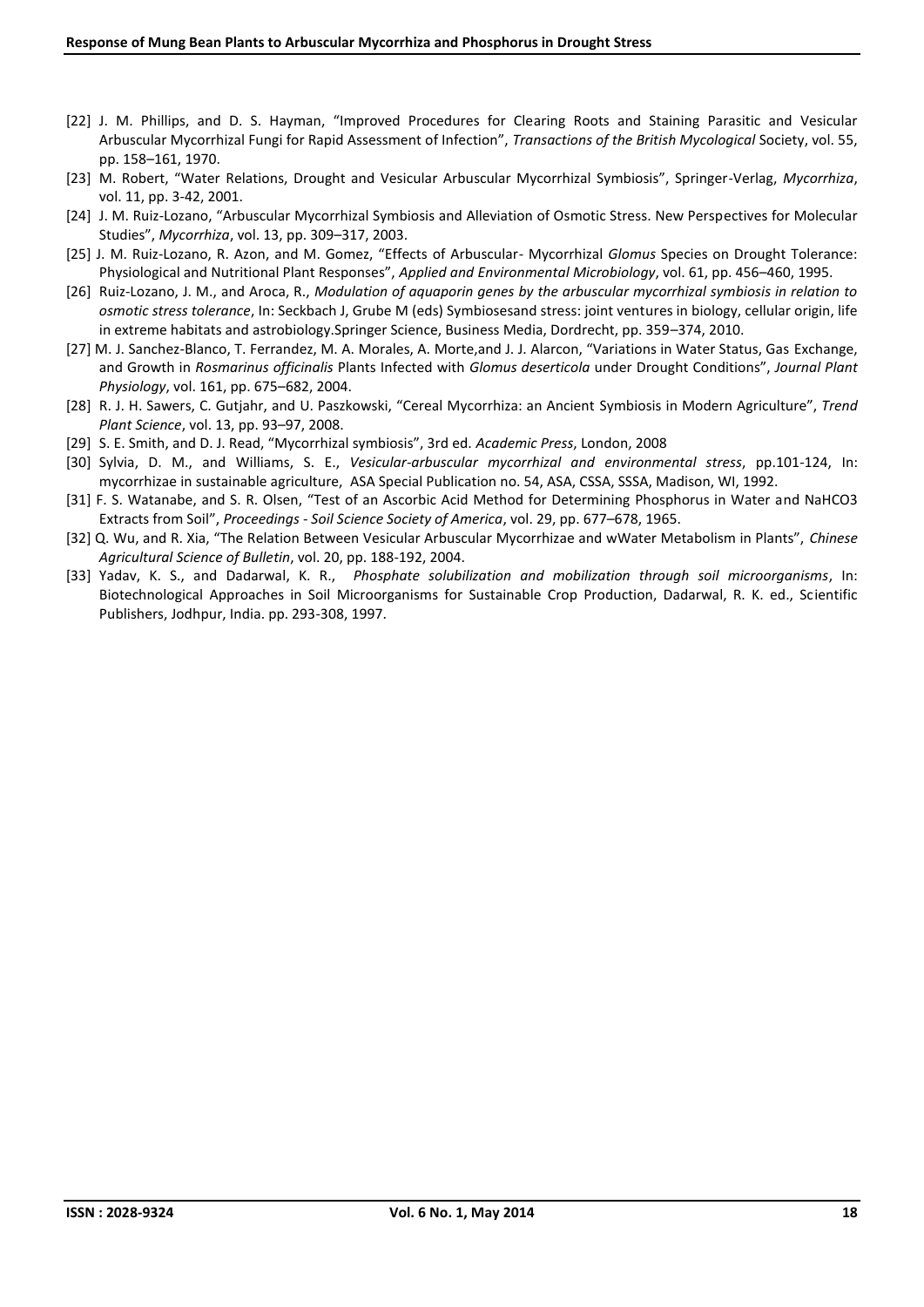[22] J. M. Phillips, and D. S. Hayman, "Improved Procedures for Clearing Roots and Staining Parasitic and Vesicular Arbuscular Mycorrhizal Fungi for Rapid Assessment of Infection", *Transactions of the British Mycological* Society, vol. 55, pp. 158–161, 1970.

[23] M. Robert, "Water Relations, Drought and Vesicular Arbuscular Mycorrhizal Symbiosis", Springer-Verlag, *Mycorrhiza*, vol. 11, pp. 3-42, 2001.

[24] J. M. Ruiz-Lozano, "Arbuscular Mycorrhizal Symbiosis and Alleviation of Osmotic Stress. New Perspectives for Molecular Studies", *Mycorrhiza*, vol. 13, pp. 309–317, 2003.

[25] J. M. Ruiz-Lozano, R. Azon, and M. Gomez, "Effects of Arbuscular- Mycorrhizal *Glomus* Species on Drought Tolerance: Physiological and Nutritional Plant Responses", *Applied and Environmental Microbiology*, vol. 61, pp. 456–460, 1995.

[26] Ruiz-Lozano, J. M., and Aroca, R., *Modulation of aquaporin genes by the arbuscular mycorrhizal symbiosis in relation to osmotic stress tolerance*, In: Seckbach J, Grube M (eds) Symbiosesand stress: joint ventures in biology, cellular origin, life in extreme habitats and astrobiology.Springer Science, Business Media, Dordrecht, pp. 359–374, 2010.

[27] M. J. Sanchez-Blanco, T. Ferrandez, M. A. Morales, A. Morte,and J. J. Alarcon, "Variations in Water Status, Gas Exchange, and Growth in *Rosmarinus officinalis* Plants Infected with *Glomus deserticola* under Drought Conditions", *Journal Plant Physiology*, vol. 161, pp. 675–682, 2004.

[28] R. J. H. Sawers, C. Gutjahr, and U. Paszkowski, "Cereal Mycorrhiza: an Ancient Symbiosis in Modern Agriculture", *Trend Plant Science*, vol. 13, pp. 93–97, 2008.

[29] S. E. Smith, and D. J. Read, "Mycorrhizal symbiosis", 3rd ed. *Academic Press*, London, 2008

[30] Sylvia, D. M., and Williams, S. E., *Vesicular-arbuscular mycorrhizal and environmental stress*, pp.101-124, In: mycorrhizae in sustainable agriculture, ASA Special Publication no. 54, ASA, CSSA, SSSA, Madison, WI, 1992.

[31] F. S. Watanabe, and S. R. Olsen, "Test of an Ascorbic Acid Method for Determining Phosphorus in Water and NaHCO3 Extracts from Soil", *Proceedings - Soil Science Society of America*, vol. 29, pp. 677–678, 1965.

[32] Q. Wu, and R. Xia, "The Relation Between Vesicular Arbuscular Mycorrhizae and wWater Metabolism in Plants", *Chinese Agricultural Science of Bulletin*, vol. 20, pp. 188-192, 2004.

[33] Yadav, K. S., and Dadarwal, K. R., *Phosphate solubilization and mobilization through soil microorganisms*, In: Biotechnological Approaches in Soil Microorganisms for Sustainable Crop Production, Dadarwal, R. K. ed., Scientific Publishers, Jodhpur, India. pp. 293-308, 1997.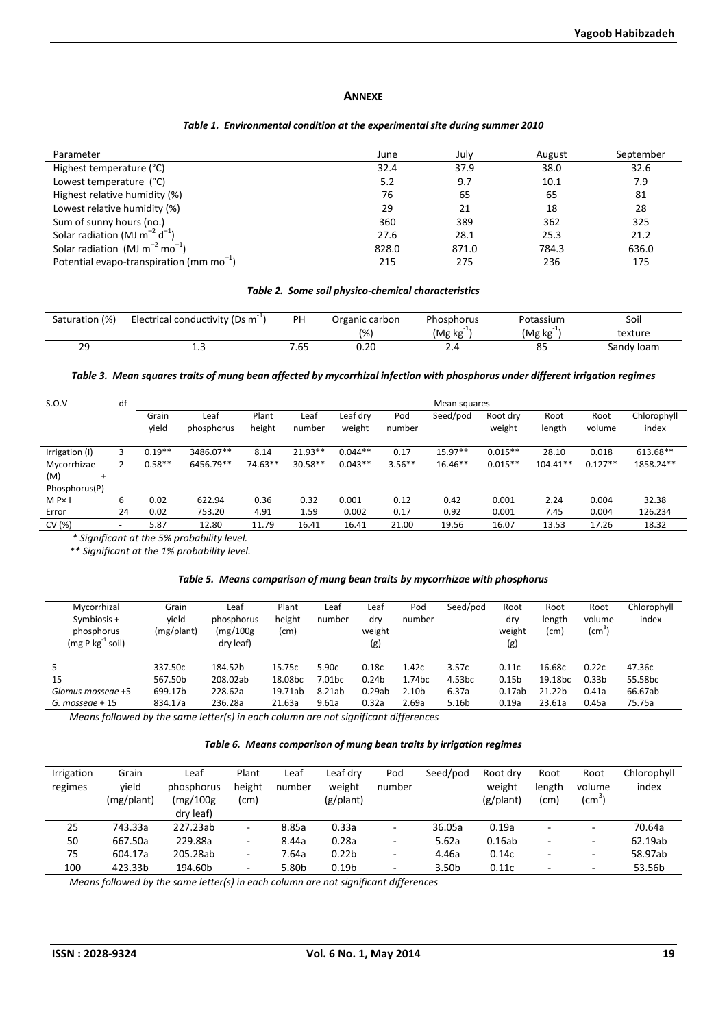## ANNEXE

*Table 1. Environmental condition at the experimental site during summer 2010*

| Parameter | June | July | August | September |
|---|---|---|---|---|
| Highest temperature (°C) | 32.4 | 37.9 | 38.0 | 32.6 |
| Lowest temperature (°C) | 5.2 | 9.7 | 10.1 | 7.9 |
| Highest relative humidity (%) | 76 | 65 | 65 | 81 |
| Lowest relative humidity (%) | 29 | 21 | 18 | 28 |
| Sum of sunny hours (no.) | 360 | 389 | 362 | 325 |
| Solar radiation (MJ $m^{-2}$ $d^{-1}$) | 27.6 | 28.1 | 25.3 | 21.2 |
| Solar radiation (MJ $m^{-2}$ $mo^{-1}$) | 828.0 | 871.0 | 784.3 | 636.0 |
| Potential evapo-transpiration (mm $mo^{-1}$) | 215 | 275 | 236 | 175 |

*Table 2. Some soil physico-chemical characteristics*

| Saturation (%) | Electrical conductivity (Ds $m^{-1}$) | PH | Organic carbon (%) | Phosphorus (Mg $kg^{-1}$) | Potassium (Mg $kg^{-1}$) | Soil texture |
|---|---|---|---|---|---|---|
| 29 | 1.3 | 7.65 | 0.20 | 2.4 | 85 | Sandy loam |

*Table 3. Mean squares traits of mung bean affected by mycorrhizal infection with phosphorus under different irrigation regimes*

| S.O.V | df | Mean squares | | | | | | | | | | |
|---|---|---|---|---|---|---|---|---|---|---|---|---|
| | | Grain yield | Leaf phosphorus | Plant height | Leaf number | Leaf dry weight | Pod number | Seed/pod | Root dry weight | Root length | Root volume | Chlorophyll index |
| Irrigation (I) | 3 | 0.19** | 3486.07** | 8.14 | 21.93** | 0.044** | 0.17 | 15.97** | 0.015** | 28.10 | 0.018 | 613.68** |
| Mycorrhizae (M) + Phosphorus(P) | 2 | 0.58** | 6456.79** | 74.63** | 30.58** | 0.043** | 3.56** | 16.46** | 0.015** | 104.41** | 0.127** | 1858.24** |
| M P× I | 6 | 0.02 | 622.94 | 0.36 | 0.32 | 0.001 | 0.12 | 0.42 | 0.001 | 2.24 | 0.004 | 32.38 |
| Error | 24 | 0.02 | 753.20 | 4.91 | 1.59 | 0.002 | 0.17 | 0.92 | 0.001 | 7.45 | 0.004 | 126.234 |
| CV (%) | - | 5.87 | 12.80 | 11.79 | 16.41 | 16.41 | 21.00 | 19.56 | 16.07 | 13.53 | 17.26 | 18.32 |

*\* Significant at the 5% probability level.*

*\*\* Significant at the 1% probability level.*

*Table 5. Means comparison of mung bean traits by mycorrhizae with phosphorus*

| Mycorrhizal Symbiosis + phosphorus (mg P $kg^{-1}$ soil) | Grain yield (mg/plant) | Leaf phosphorus (mg/100g dry leaf) | Plant height (cm) | Leaf number | Leaf dry weight (g) | Pod number | Seed/pod | Root dry weight (g) | Root length (cm) | Root volume ($cm^3$) | Chlorophyll index |
|---|---|---|---|---|---|---|---|---|---|---|---|
| 5 | 337.50c | 184.52b | 15.75c | 5.90c | 0.18c | 1.42c | 3.57c | 0.11c | 16.68c | 0.22c | 47.36c |
| 15 | 567.50b | 208.02ab | 18.08bc | 7.01bc | 0.24b | 1.74bc | 4.53bc | 0.15b | 19.18bc | 0.33b | 55.58bc |
| *Glomus mosseae* +5 | 699.17b | 228.62a | 19.71ab | 8.21ab | 0.29ab | 2.10b | 6.37a | 0.17ab | 21.22b | 0.41a | 66.67ab |
| *G. mosseae* + 15 | 834.17a | 236.28a | 21.63a | 9.61a | 0.32a | 2.69a | 5.16b | 0.19a | 23.61a | 0.45a | 75.75a |

*Means followed by the same letter(s) in each column are not significant differences*

*Table 6. Means comparison of mung bean traits by irrigation regimes*

| Irrigation regimes | Grain yield (mg/plant) | Leaf phosphorus (mg/100g dry leaf) | Plant height (cm) | Leaf number | Leaf dry weight (g/plant) | Pod number | Seed/pod | Root dry weight (g/plant) | Root length (cm) | Root volume ($cm^3$) | Chlorophyll index |
|---|---|---|---|---|---|---|---|---|---|---|---|
| 25 | 743.33a | 227.23ab | - | 8.85a | 0.33a | - | 36.05a | 0.19a | - | - | 70.64a |
| 50 | 667.50a | 229.88a | - | 8.44a | 0.28a | - | 5.62a | 0.16ab | - | - | 62.19ab |
| 75 | 604.17a | 205.28ab | - | 7.64a | 0.22b | - | 4.46a | 0.14c | - | - | 58.97ab |
| 100 | 423.33b | 194.60b | - | 5.80b | 0.19b | - | 3.50b | 0.11c | - | - | 53.56b |

*Means followed by the same letter(s) in each column are not significant differences*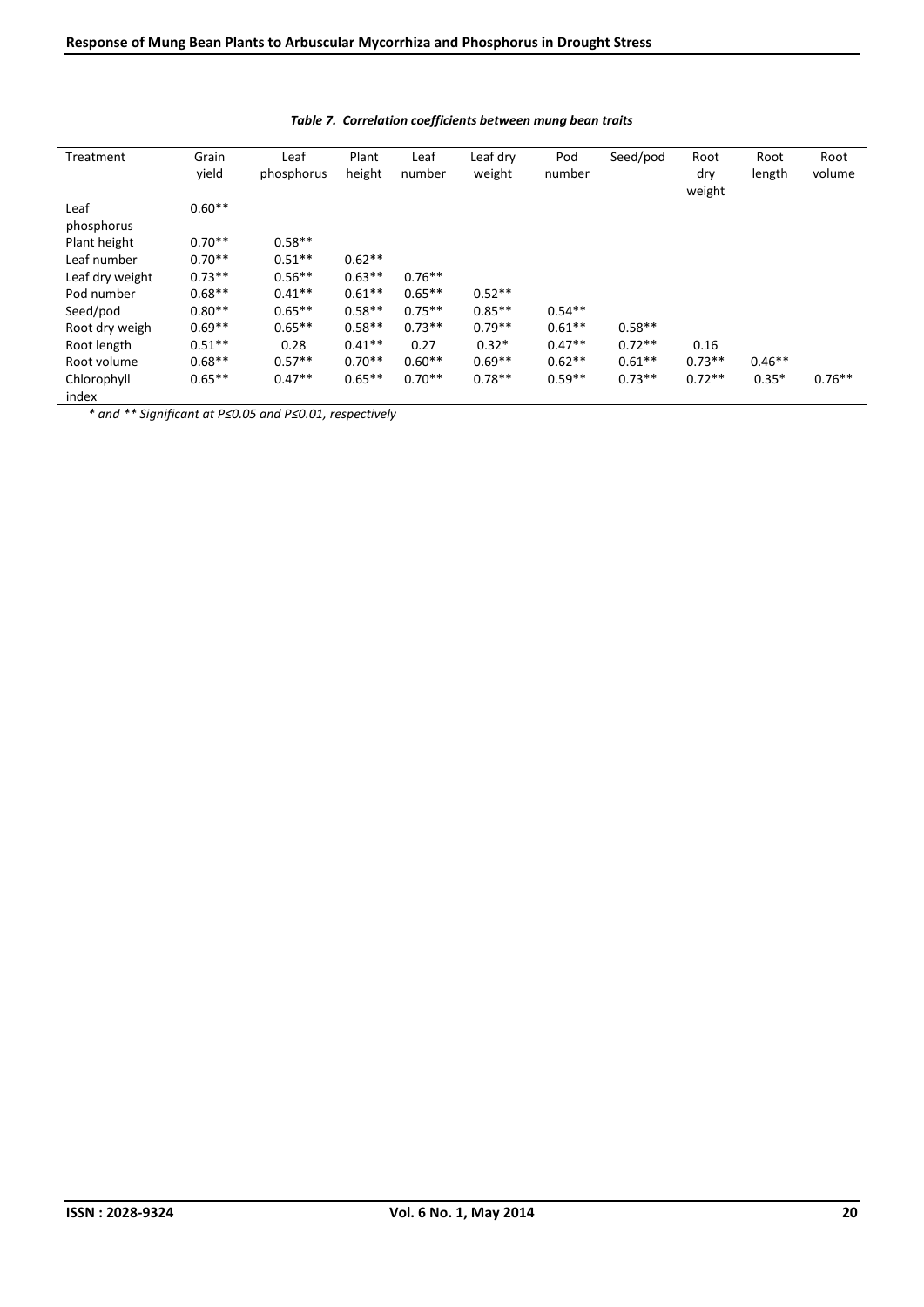*Table 7. Correlation coefficients between mung bean traits*

| Treatment | Grain yield | Leaf phosphorus | Plant height | Leaf number | Leaf dry weight | Pod number | Seed/pod | Root dry weight | Root length | Root volume |
|---|---|---|---|---|---|---|---|---|---|---|
| Leaf phosphorus | 0.60** | | | | | | | | | |
| Plant height | 0.70** | 0.58** | | | | | | | | |
| Leaf number | 0.70** | 0.51** | 0.62** | | | | | | | |
| Leaf dry weight | 0.73** | 0.56** | 0.63** | 0.76** | | | | | | |
| Pod number | 0.68** | 0.41** | 0.61** | 0.65** | 0.52** | | | | | |
| Seed/pod | 0.80** | 0.65** | 0.58** | 0.75** | 0.85** | 0.54** | | | | |
| Root dry weigh | 0.69** | 0.65** | 0.58** | 0.73** | 0.79** | 0.61** | 0.58** | | | |
| Root length | 0.51** | 0.28 | 0.41** | 0.27 | 0.32* | 0.47** | 0.72** | 0.16 | | |
| Root volume | 0.68** | 0.57** | 0.70** | 0.60** | 0.69** | 0.62** | 0.61** | 0.73** | 0.46** | |
| Chlorophyll index | 0.65** | 0.47** | 0.65** | 0.70** | 0.78** | 0.59** | 0.73** | 0.72** | 0.35* | 0.76** |

*\* and \*\* Significant at P≤0.05 and P≤0.01, respectively*